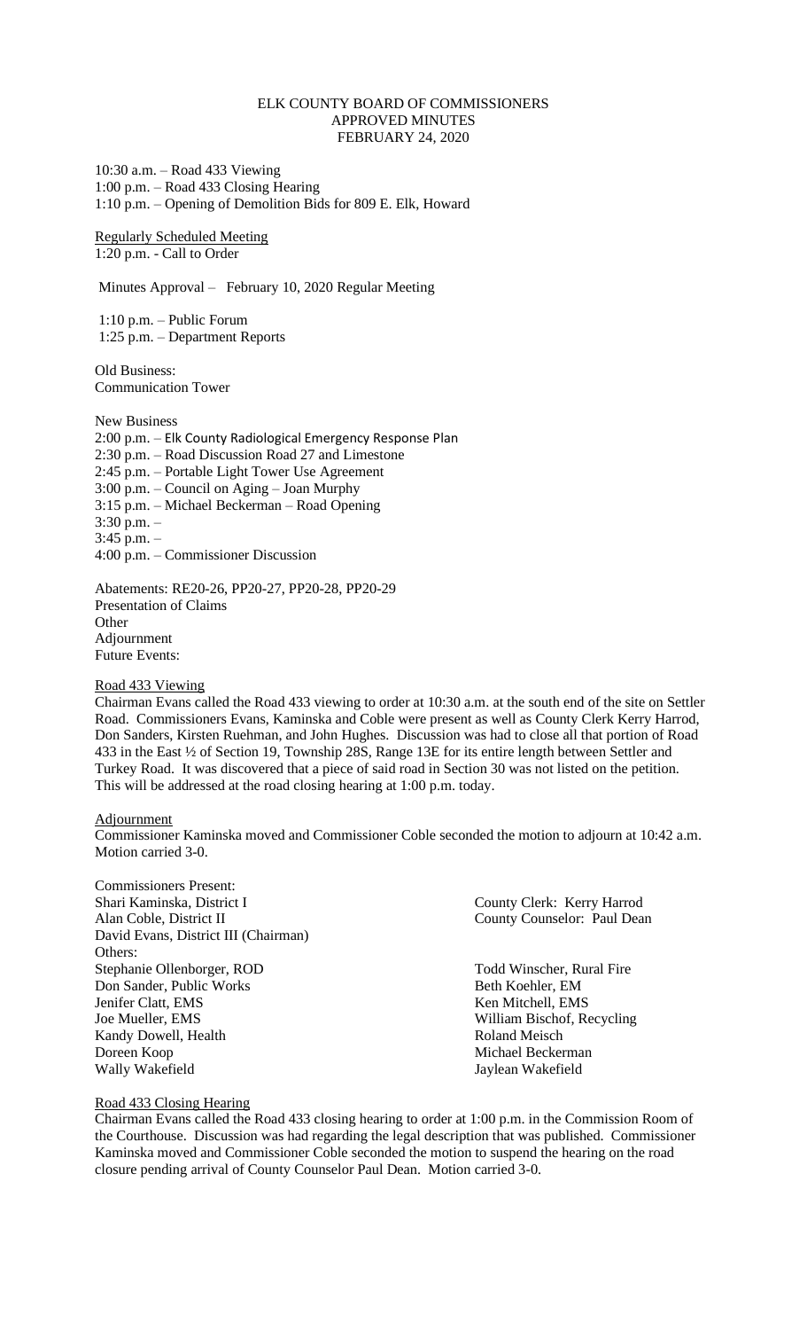# ELK COUNTY BOARD OF COMMISSIONERS
## APPROVED MINUTES
## FEBRUARY 24, 2020

10:30 a.m. – Road 433 Viewing
1:00 p.m. – Road 433 Closing Hearing
1:10 p.m. – Opening of Demolition Bids for 809 E. Elk, Howard

Regularly Scheduled Meeting
1:20 p.m. - Call to Order

Minutes Approval – February 10, 2020 Regular Meeting

1:10 p.m. – Public Forum
1:25 p.m. – Department Reports

Old Business:
Communication Tower

New Business
2:00 p.m. – Elk County Radiological Emergency Response Plan
2:30 p.m. – Road Discussion Road 27 and Limestone
2:45 p.m. – Portable Light Tower Use Agreement
3:00 p.m. – Council on Aging – Joan Murphy
3:15 p.m. – Michael Beckerman – Road Opening
3:30 p.m. –
3:45 p.m. –
4:00 p.m. – Commissioner Discussion

Abatements: RE20-26, PP20-27, PP20-28, PP20-29
Presentation of Claims
Other
Adjournment
Future Events:

Road 433 Viewing

Chairman Evans called the Road 433 viewing to order at 10:30 a.m. at the south end of the site on Settler Road. Commissioners Evans, Kaminska and Coble were present as well as County Clerk Kerry Harrod, Don Sanders, Kirsten Ruehman, and John Hughes. Discussion was had to close all that portion of Road 433 in the East ½ of Section 19, Township 28S, Range 13E for its entire length between Settler and Turkey Road. It was discovered that a piece of said road in Section 30 was not listed on the petition. This will be addressed at the road closing hearing at 1:00 p.m. today.

Adjournment

Commissioner Kaminska moved and Commissioner Coble seconded the motion to adjourn at 10:42 a.m. Motion carried 3-0.

Commissioners Present:
Shari Kaminska, District I
Alan Coble, District II
David Evans, District III (Chairman)

County Clerk: Kerry Harrod
County Counselor: Paul Dean

Others:
Stephanie Ollenborger, ROD
Don Sander, Public Works
Jenifer Clatt, EMS
Joe Mueller, EMS
Kandy Dowell, Health
Doreen Koop
Wally Wakefield
Todd Winscher, Rural Fire
Beth Koehler, EM
Ken Mitchell, EMS
William Bischof, Recycling
Roland Meisch
Michael Beckerman
Jaylean Wakefield

Road 433 Closing Hearing

Chairman Evans called the Road 433 closing hearing to order at 1:00 p.m. in the Commission Room of the Courthouse. Discussion was had regarding the legal description that was published. Commissioner Kaminska moved and Commissioner Coble seconded the motion to suspend the hearing on the road closure pending arrival of County Counselor Paul Dean. Motion carried 3-0.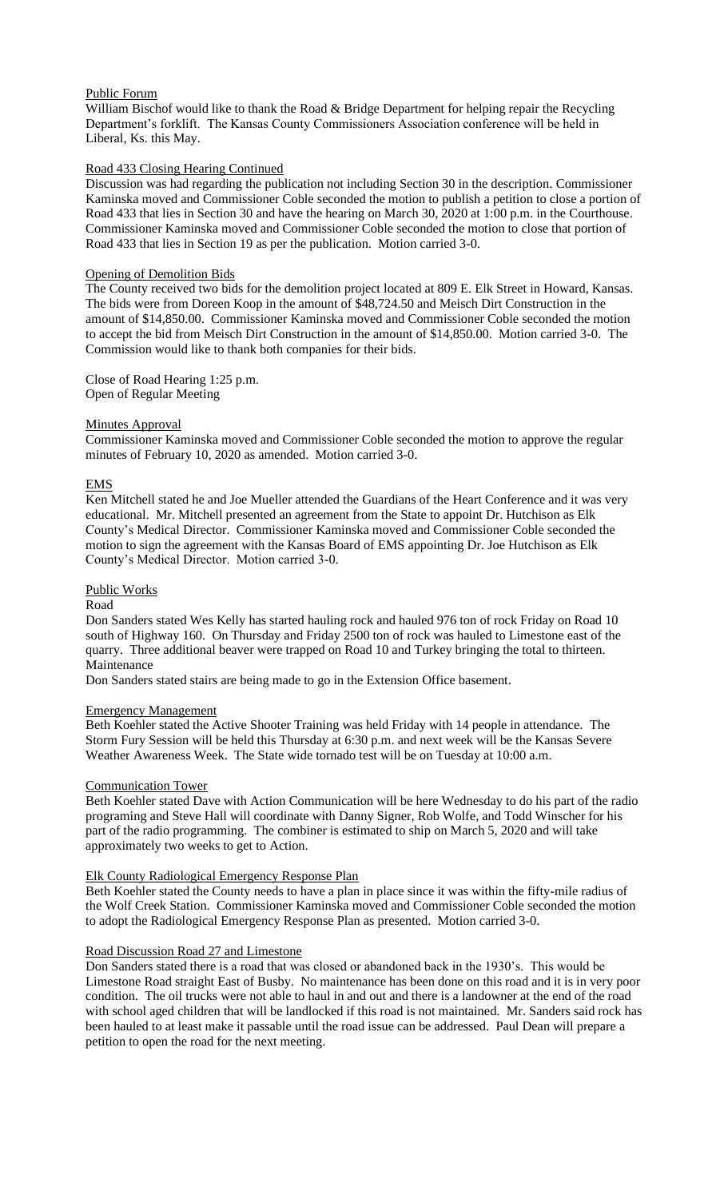Public Forum

William Bischof would like to thank the Road & Bridge Department for helping repair the Recycling Department's forklift. The Kansas County Commissioners Association conference will be held in Liberal, Ks. this May.

Road 433 Closing Hearing Continued

Discussion was had regarding the publication not including Section 30 in the description. Commissioner Kaminska moved and Commissioner Coble seconded the motion to publish a petition to close a portion of Road 433 that lies in Section 30 and have the hearing on March 30, 2020 at 1:00 p.m. in the Courthouse. Commissioner Kaminska moved and Commissioner Coble seconded the motion to close that portion of Road 433 that lies in Section 19 as per the publication. Motion carried 3-0.

Opening of Demolition Bids

The County received two bids for the demolition project located at 809 E. Elk Street in Howard, Kansas. The bids were from Doreen Koop in the amount of $48,724.50 and Meisch Dirt Construction in the amount of $14,850.00. Commissioner Kaminska moved and Commissioner Coble seconded the motion to accept the bid from Meisch Dirt Construction in the amount of $14,850.00. Motion carried 3-0. The Commission would like to thank both companies for their bids.

Close of Road Hearing 1:25 p.m.
Open of Regular Meeting

Minutes Approval

Commissioner Kaminska moved and Commissioner Coble seconded the motion to approve the regular minutes of February 10, 2020 as amended. Motion carried 3-0.

EMS

Ken Mitchell stated he and Joe Mueller attended the Guardians of the Heart Conference and it was very educational. Mr. Mitchell presented an agreement from the State to appoint Dr. Hutchison as Elk County's Medical Director. Commissioner Kaminska moved and Commissioner Coble seconded the motion to sign the agreement with the Kansas Board of EMS appointing Dr. Joe Hutchison as Elk County's Medical Director. Motion carried 3-0.

Public Works

Road

Don Sanders stated Wes Kelly has started hauling rock and hauled 976 ton of rock Friday on Road 10 south of Highway 160. On Thursday and Friday 2500 ton of rock was hauled to Limestone east of the quarry. Three additional beaver were trapped on Road 10 and Turkey bringing the total to thirteen.

Maintenance

Don Sanders stated stairs are being made to go in the Extension Office basement.

Emergency Management

Beth Koehler stated the Active Shooter Training was held Friday with 14 people in attendance. The Storm Fury Session will be held this Thursday at 6:30 p.m. and next week will be the Kansas Severe Weather Awareness Week. The State wide tornado test will be on Tuesday at 10:00 a.m.

Communication Tower

Beth Koehler stated Dave with Action Communication will be here Wednesday to do his part of the radio programing and Steve Hall will coordinate with Danny Signer, Rob Wolfe, and Todd Winscher for his part of the radio programming. The combiner is estimated to ship on March 5, 2020 and will take approximately two weeks to get to Action.

Elk County Radiological Emergency Response Plan

Beth Koehler stated the County needs to have a plan in place since it was within the fifty-mile radius of the Wolf Creek Station. Commissioner Kaminska moved and Commissioner Coble seconded the motion to adopt the Radiological Emergency Response Plan as presented. Motion carried 3-0.

Road Discussion Road 27 and Limestone

Don Sanders stated there is a road that was closed or abandoned back in the 1930's. This would be Limestone Road straight East of Busby. No maintenance has been done on this road and it is in very poor condition. The oil trucks were not able to haul in and out and there is a landowner at the end of the road with school aged children that will be landlocked if this road is not maintained. Mr. Sanders said rock has been hauled to at least make it passable until the road issue can be addressed. Paul Dean will prepare a petition to open the road for the next meeting.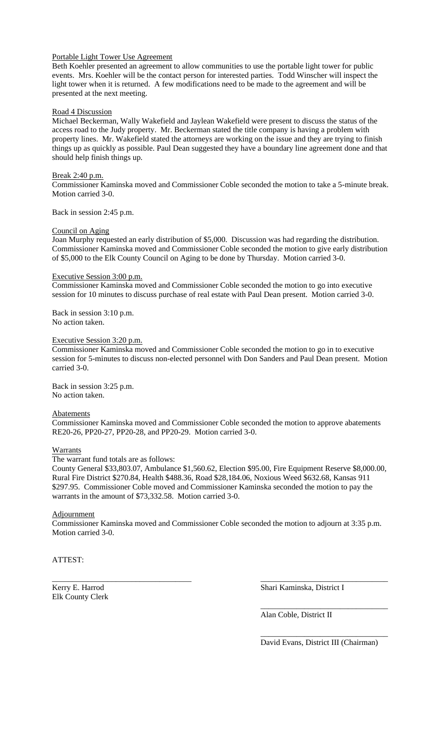Portable Light Tower Use Agreement

Beth Koehler presented an agreement to allow communities to use the portable light tower for public events. Mrs. Koehler will be the contact person for interested parties. Todd Winscher will inspect the light tower when it is returned. A few modifications need to be made to the agreement and will be presented at the next meeting.

Road 4 Discussion

Michael Beckerman, Wally Wakefield and Jaylean Wakefield were present to discuss the status of the access road to the Judy property. Mr. Beckerman stated the title company is having a problem with property lines. Mr. Wakefield stated the attorneys are working on the issue and they are trying to finish things up as quickly as possible. Paul Dean suggested they have a boundary line agreement done and that should help finish things up.

Break 2:40 p.m.

Commissioner Kaminska moved and Commissioner Coble seconded the motion to take a 5-minute break. Motion carried 3-0.

Back in session 2:45 p.m.

Council on Aging

Joan Murphy requested an early distribution of $5,000. Discussion was had regarding the distribution. Commissioner Kaminska moved and Commissioner Coble seconded the motion to give early distribution of $5,000 to the Elk County Council on Aging to be done by Thursday. Motion carried 3-0.

Executive Session 3:00 p.m.

Commissioner Kaminska moved and Commissioner Coble seconded the motion to go into executive session for 10 minutes to discuss purchase of real estate with Paul Dean present. Motion carried 3-0.

Back in session 3:10 p.m.
No action taken.

Executive Session 3:20 p.m.

Commissioner Kaminska moved and Commissioner Coble seconded the motion to go in to executive session for 5-minutes to discuss non-elected personnel with Don Sanders and Paul Dean present. Motion carried 3-0.

Back in session 3:25 p.m.
No action taken.

Abatements

Commissioner Kaminska moved and Commissioner Coble seconded the motion to approve abatements RE20-26, PP20-27, PP20-28, and PP20-29. Motion carried 3-0.

Warrants

The warrant fund totals are as follows:

County General $33,803.07, Ambulance $1,560.62, Election $95.00, Fire Equipment Reserve $8,000.00, Rural Fire District $270.84, Health $488.36, Road $28,184.06, Noxious Weed $632.68, Kansas 911 $297.95. Commissioner Coble moved and Commissioner Kaminska seconded the motion to pay the warrants in the amount of $73,332.58. Motion carried 3-0.

Adjournment

Commissioner Kaminska moved and Commissioner Coble seconded the motion to adjourn at 3:35 p.m. Motion carried 3-0.

ATTEST:

Kerry E. Harrod
Elk County Clerk

Shari Kaminska, District I

Alan Coble, District II

David Evans, District III (Chairman)